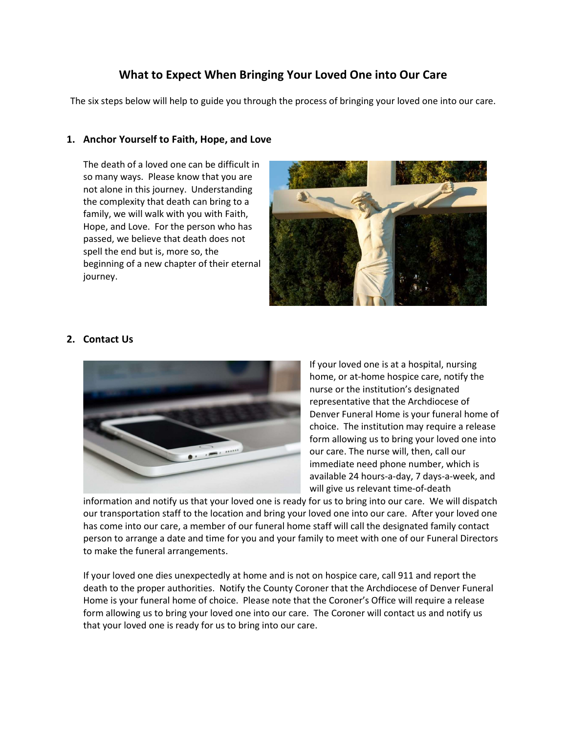# What to Expect When Bringing Your Loved One into Our Care

The six steps below will help to guide you through the process of bringing your loved one into our care.

## 1. Anchor Yourself to Faith, Hope, and Love

The death of a loved one can be difficult in so many ways. Please know that you are not alone in this journey. Understanding the complexity that death can bring to a family, we will walk with you with Faith, Hope, and Love. For the person who has passed, we believe that death does not spell the end but is, more so, the beginning of a new chapter of their eternal journey.

## 2. Contact Us

If your loved one is at a hospital, nursing home, or at-home hospice care, notify the nurse or the institution's designated representative that the Archdiocese of Denver Funeral Home is your funeral home of choice. The institution may require a release form allowing us to bring your loved one into our care. The nurse will, then, call our immediate need phone number, which is available 24 hours-a-day, 7 days-a-week, and will give us relevant time-of-death information and notify us that your loved one is ready for us to bring into our care. We will dispatch our transportation staff to the location and bring your loved one into our care. After your loved one has come into our care, a member of our funeral home staff will call the designated family contact person to arrange a date and time for you and your family to meet with one of our Funeral Directors to make the funeral arrangements.

If your loved one dies unexpectedly at home and is not on hospice care, call 911 and report the death to the proper authorities. Notify the County Coroner that the Archdiocese of Denver Funeral Home is your funeral home of choice. Please note that the Coroner's Office will require a release form allowing us to bring your loved one into our care. The Coroner will contact us and notify us that your loved one is ready for us to bring into our care.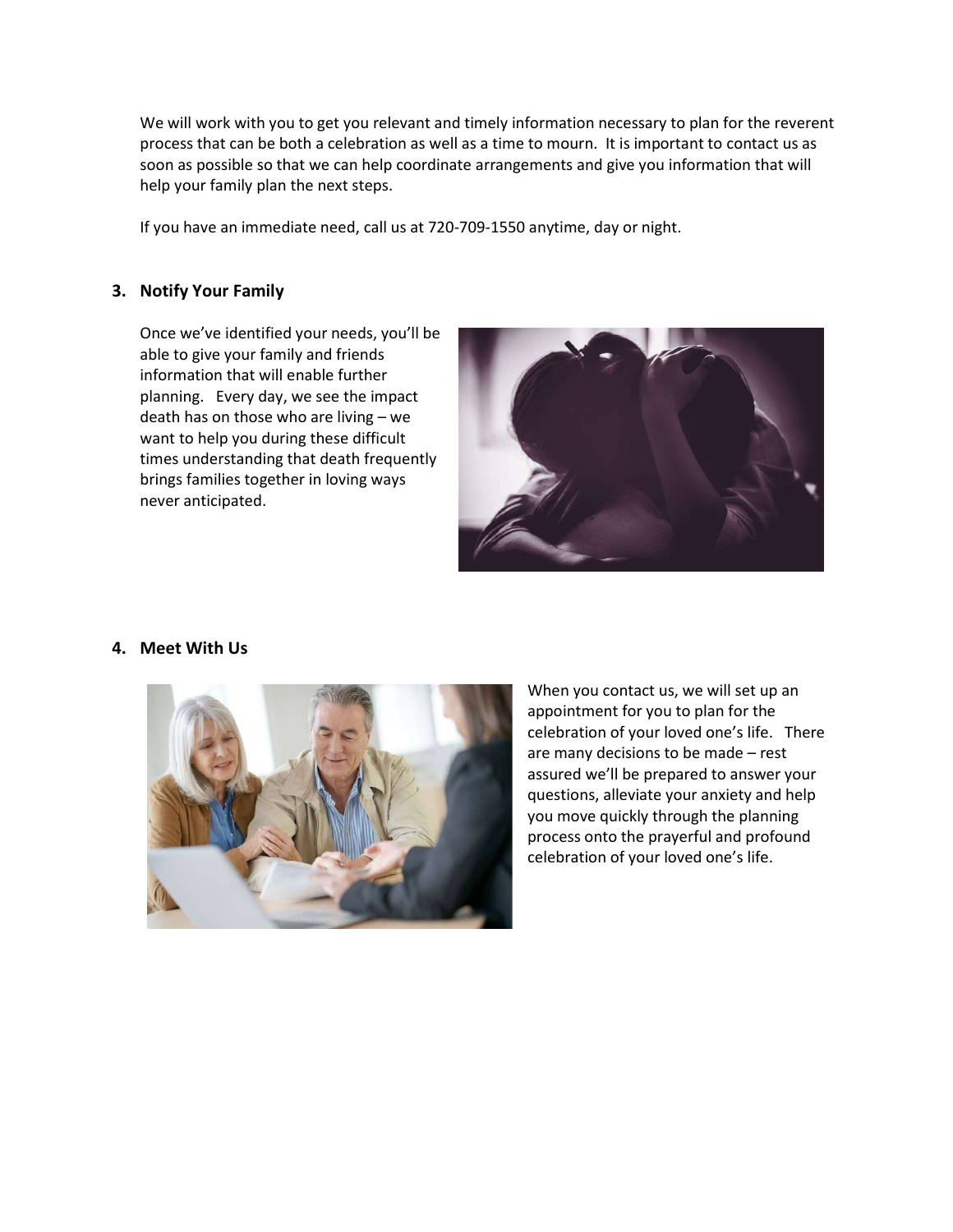We will work with you to get you relevant and timely information necessary to plan for the reverent process that can be both a celebration as well as a time to mourn. It is important to contact us as soon as possible so that we can help coordinate arrangements and give you information that will help your family plan the next steps.

If you have an immediate need, call us at 720-709-1550 anytime, day or night.

### 3. Notify Your Family

Once we've identified your needs, you'll be able to give your family and friends information that will enable further planning. Every day, we see the impact death has on those who are living – we want to help you during these difficult times understanding that death frequently brings families together in loving ways never anticipated.

### 4. Meet With Us

When you contact us, we will set up an appointment for you to plan for the celebration of your loved one's life. There are many decisions to be made – rest assured we'll be prepared to answer your questions, alleviate your anxiety and help you move quickly through the planning process onto the prayerful and profound celebration of your loved one's life.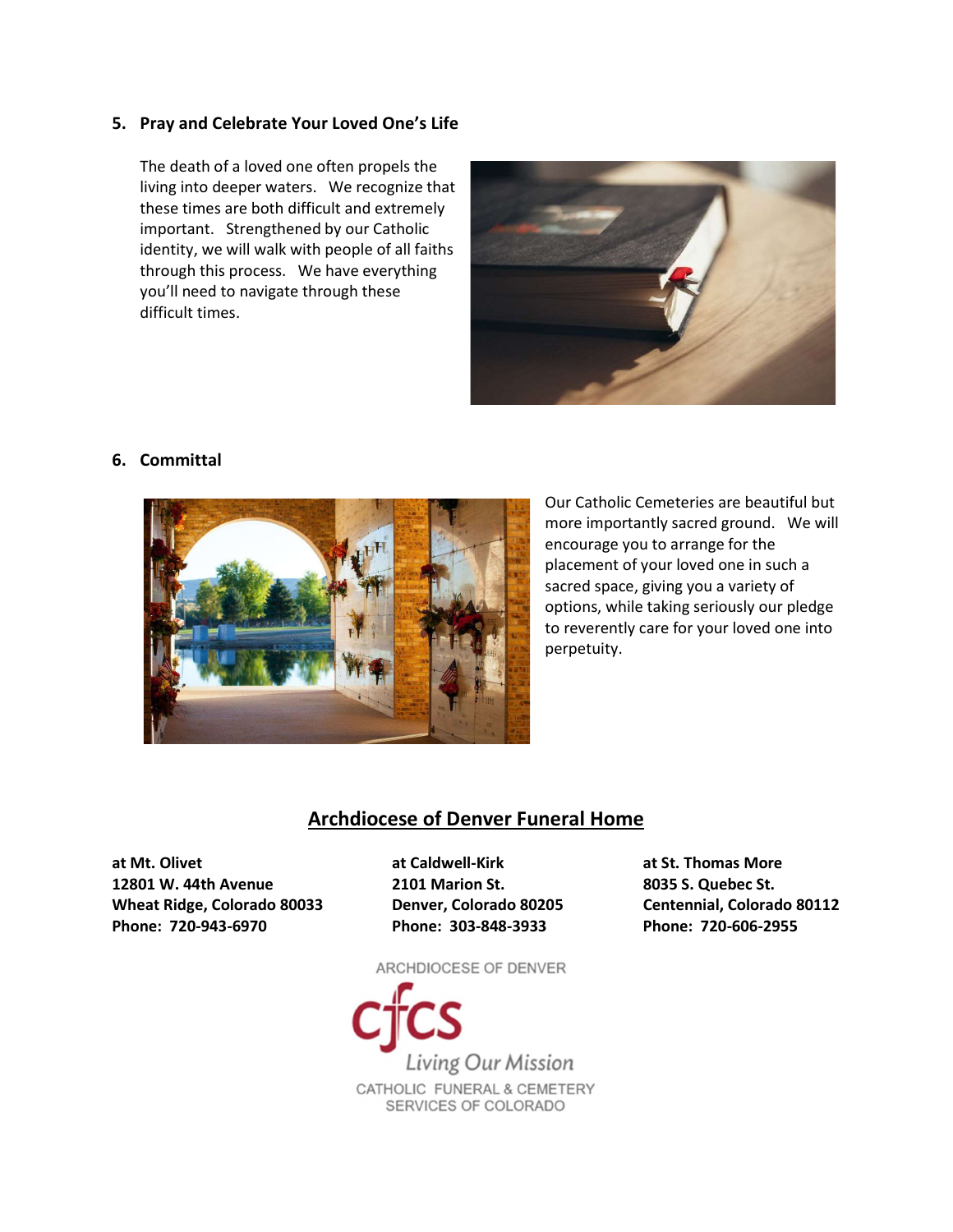### 5. Pray and Celebrate Your Loved One's Life

The death of a loved one often propels the living into deeper waters. We recognize that these times are both difficult and extremely important. Strengthened by our Catholic identity, we will walk with people of all faiths through this process. We have everything you'll need to navigate through these difficult times.

### 6. Committal

Our Catholic Cemeteries are beautiful but more importantly sacred ground. We will encourage you to arrange for the placement of your loved one in such a sacred space, giving you a variety of options, while taking seriously our pledge to reverently care for your loved one into perpetuity.

## Archdiocese of Denver Funeral Home

**at Mt. Olivet**
**12801 W. 44th Avenue**
**Wheat Ridge, Colorado 80033**
**Phone: 720-943-6970**

**at Caldwell-Kirk**
**2101 Marion St.**
**Denver, Colorado 80205**
**Phone: 303-848-3933**

**at St. Thomas More**
**8035 S. Quebec St.**
**Centennial, Colorado 80112**
**Phone: 720-606-2955**

ARCHDIOCESE OF DENVER

CFCS

*Living Our Mission*

CATHOLIC FUNERAL & CEMETERY SERVICES OF COLORADO